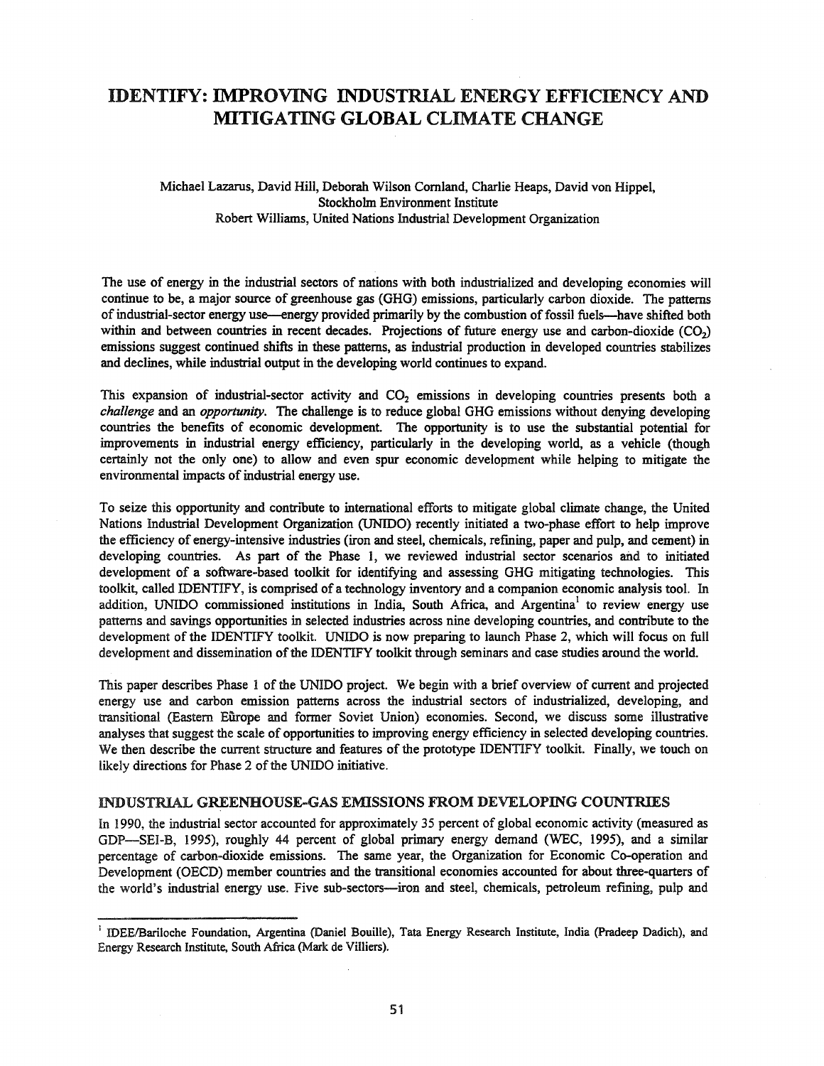# IDENTIFY: IMPROVING INDUSTRIAL ENERGY EFFICIENCY AND MITIGATING GLOBAL CLIMATE CHANGE

Michael Lazarus, David Hill, Deborah Wilson Cornland, Charlie Heaps, David von Hippel,
Stockholm Environment Institute
Robert Williams, United Nations Industrial Development Organization

The use of energy in the industrial sectors of nations with both industrialized and developing economies will continue to be, a major source of greenhouse gas (GHG) emissions, particularly carbon dioxide. The patterns of industrial-sector energy use—energy provided primarily by the combustion of fossil fuels—have shifted both within and between countries in recent decades. Projections of future energy use and carbon-dioxide ($CO_2$) emissions suggest continued shifts in these patterns, as industrial production in developed countries stabilizes and declines, while industrial output in the developing world continues to expand.

This expansion of industrial-sector activity and $CO_2$ emissions in developing countries presents both a *challenge* and an *opportunity*. The challenge is to reduce global GHG emissions without denying developing countries the benefits of economic development. The opportunity is to use the substantial potential for improvements in industrial energy efficiency, particularly in the developing world, as a vehicle (though certainly not the only one) to allow and even spur economic development while helping to mitigate the environmental impacts of industrial energy use.

To seize this opportunity and contribute to international efforts to mitigate global climate change, the United Nations Industrial Development Organization (UNIDO) recently initiated a two-phase effort to help improve the efficiency of energy-intensive industries (iron and steel, chemicals, refining, paper and pulp, and cement) in developing countries. As part of the Phase 1, we reviewed industrial sector scenarios and to initiated development of a software-based toolkit for identifying and assessing GHG mitigating technologies. This toolkit, called IDENTIFY, is comprised of a technology inventory and a companion economic analysis tool. In addition, UNIDO commissioned institutions in India, South Africa, and Argentina[1] to review energy use patterns and savings opportunities in selected industries across nine developing countries, and contribute to the development of the IDENTIFY toolkit. UNIDO is now preparing to launch Phase 2, which will focus on full development and dissemination of the IDENTIFY toolkit through seminars and case studies around the world.

This paper describes Phase 1 of the UNIDO project. We begin with a brief overview of current and projected energy use and carbon emission patterns across the industrial sectors of industrialized, developing, and transitional (Eastern Europe and former Soviet Union) economies. Second, we discuss some illustrative analyses that suggest the scale of opportunities to improving energy efficiency in selected developing countries. We then describe the current structure and features of the prototype IDENTIFY toolkit. Finally, we touch on likely directions for Phase 2 of the UNIDO initiative.

## INDUSTRIAL GREENHOUSE-GAS EMISSIONS FROM DEVELOPING COUNTRIES

In 1990, the industrial sector accounted for approximately 35 percent of global economic activity (measured as GDP—SEI-B, 1995), roughly 44 percent of global primary energy demand (WEC, 1995), and a similar percentage of carbon-dioxide emissions. The same year, the Organization for Economic Co-operation and Development (OECD) member countries and the transitional economies accounted for about three-quarters of the world's industrial energy use. Five sub-sectors—iron and steel, chemicals, petroleum refining, pulp and

[1] IDEE/Bariloche Foundation, Argentina (Daniel Bouille), Tata Energy Research Institute, India (Pradeep Dadich), and Energy Research Institute, South Africa (Mark de Villiers).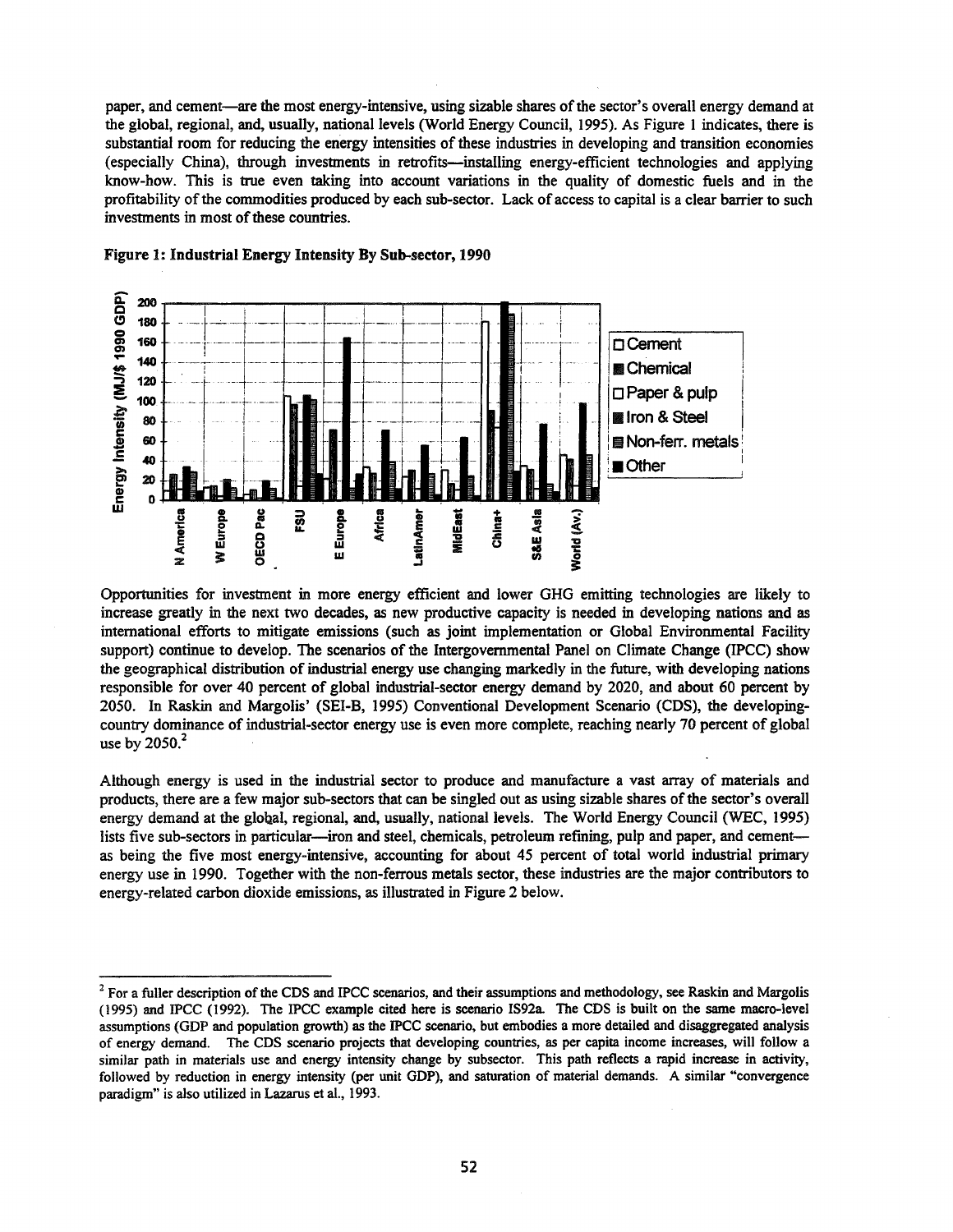paper, and cement—are the most energy-intensive, using sizable shares of the sector's overall energy demand at the global, regional, and, usually, national levels (World Energy Council, 1995). As Figure 1 indicates, there is substantial room for reducing the energy intensities of these industries in developing and transition economies (especially China), through investments in retrofits—installing energy-efficient technologies and applying know-how. This is true even taking into account variations in the quality of domestic fuels and in the profitability of the commodities produced by each sub-sector. Lack of access to capital is a clear barrier to such investments in most of these countries.

**Figure 1: Industrial Energy Intensity By Sub-sector, 1990**

Opportunities for investment in more energy efficient and lower GHG emitting technologies are likely to increase greatly in the next two decades, as new productive capacity is needed in developing nations and as international efforts to mitigate emissions (such as joint implementation or Global Environmental Facility support) continue to develop. The scenarios of the Intergovernmental Panel on Climate Change (IPCC) show the geographical distribution of industrial energy use changing markedly in the future, with developing nations responsible for over 40 percent of global industrial-sector energy demand by 2020, and about 60 percent by 2050. In Raskin and Margolis' (SEI-B, 1995) Conventional Development Scenario (CDS), the developing-country dominance of industrial-sector energy use is even more complete, reaching nearly 70 percent of global use by 2050.[2]

Although energy is used in the industrial sector to produce and manufacture a vast array of materials and products, there are a few major sub-sectors that can be singled out as using sizable shares of the sector's overall energy demand at the global, regional, and, usually, national levels. The World Energy Council (WEC, 1995) lists five sub-sectors in particular—iron and steel, chemicals, petroleum refining, pulp and paper, and cement—as being the five most energy-intensive, accounting for about 45 percent of total world industrial primary energy use in 1990. Together with the non-ferrous metals sector, these industries are the major contributors to energy-related carbon dioxide emissions, as illustrated in Figure 2 below.

---

[2] For a fuller description of the CDS and IPCC scenarios, and their assumptions and methodology, see Raskin and Margolis (1995) and IPCC (1992). The IPCC example cited here is scenario IS92a. The CDS is built on the same macro-level assumptions (GDP and population growth) as the IPCC scenario, but embodies a more detailed and disaggregated analysis of energy demand. The CDS scenario projects that developing countries, as per capita income increases, will follow a similar path in materials use and energy intensity change by subsector. This path reflects a rapid increase in activity, followed by reduction in energy intensity (per unit GDP), and saturation of material demands. A similar "convergence paradigm" is also utilized in Lazarus et al., 1993.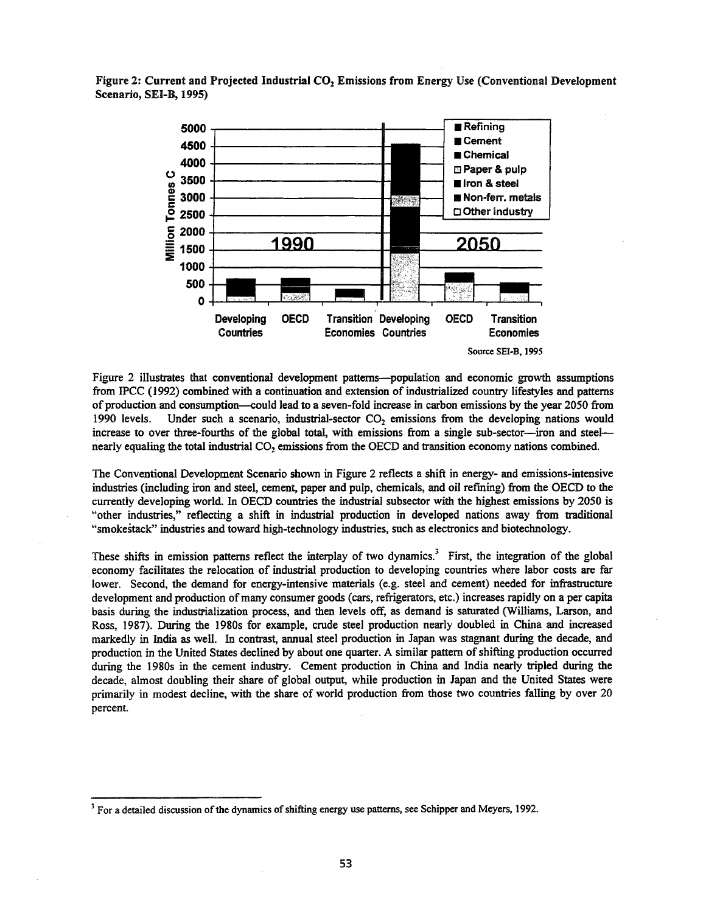**Figure 2: Current and Projected Industrial $CO_2$ Emissions from Energy Use (Conventional Development Scenario, SEI-B, 1995)**

Figure 2 illustrates that conventional development patterns—population and economic growth assumptions from IPCC (1992) combined with a continuation and extension of industrialized country lifestyles and patterns of production and consumption—could lead to a seven-fold increase in carbon emissions by the year 2050 from 1990 levels. Under such a scenario, industrial-sector $CO_2$ emissions from the developing nations would increase to over three-fourths of the global total, with emissions from a single sub-sector—iron and steel—nearly equaling the total industrial $CO_2$ emissions from the OECD and transition economy nations combined.

The Conventional Development Scenario shown in Figure 2 reflects a shift in energy- and emissions-intensive industries (including iron and steel, cement, paper and pulp, chemicals, and oil refining) from the OECD to the currently developing world. In OECD countries the industrial subsector with the highest emissions by 2050 is "other industries," reflecting a shift in industrial production in developed nations away from traditional "smokestack" industries and toward high-technology industries, such as electronics and biotechnology.

These shifts in emission patterns reflect the interplay of two dynamics.[3] First, the integration of the global economy facilitates the relocation of industrial production to developing countries where labor costs are far lower. Second, the demand for energy-intensive materials (e.g. steel and cement) needed for infrastructure development and production of many consumer goods (cars, refrigerators, etc.) increases rapidly on a per capita basis during the industrialization process, and then levels off, as demand is saturated (Williams, Larson, and Ross, 1987). During the 1980s for example, crude steel production nearly doubled in China and increased markedly in India as well. In contrast, annual steel production in Japan was stagnant during the decade, and production in the United States declined by about one quarter. A similar pattern of shifting production occurred during the 1980s in the cement industry. Cement production in China and India nearly tripled during the decade, almost doubling their share of global output, while production in Japan and the United States were primarily in modest decline, with the share of world production from those two countries falling by over 20 percent.

---

[3] For a detailed discussion of the dynamics of shifting energy use patterns, see Schipper and Meyers, 1992.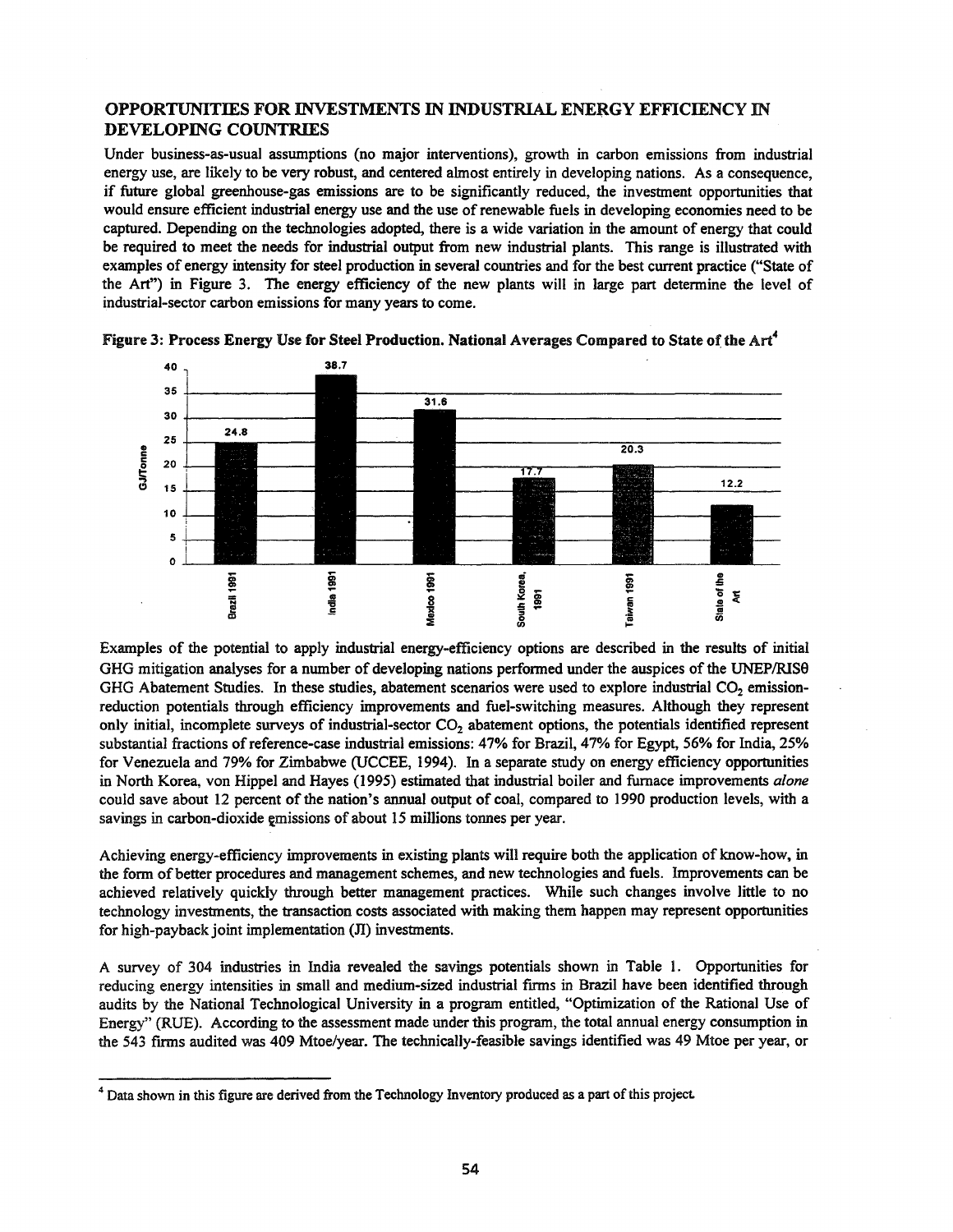## OPPORTUNITIES FOR INVESTMENTS IN INDUSTRIAL ENERGY EFFICIENCY IN DEVELOPING COUNTRIES

Under business-as-usual assumptions (no major interventions), growth in carbon emissions from industrial energy use, are likely to be very robust, and centered almost entirely in developing nations. As a consequence, if future global greenhouse-gas emissions are to be significantly reduced, the investment opportunities that would ensure efficient industrial energy use and the use of renewable fuels in developing economies need to be captured. Depending on the technologies adopted, there is a wide variation in the amount of energy that could be required to meet the needs for industrial output from new industrial plants. This range is illustrated with examples of energy intensity for steel production in several countries and for the best current practice ("State of the Art") in Figure 3. The energy efficiency of the new plants will in large part determine the level of industrial-sector carbon emissions for many years to come.

**Figure 3: Process Energy Use for Steel Production. National Averages Compared to State of the Art[4]**

| | GJ/Tonne |
|---|---|
| Brazil 1991 | 24.8 |
| India 1991 | 38.7 |
| Mexico 1991 | 31.6 |
| South Korea, 1991 | 17.7 |
| Taiwan 1991 | 20.3 |
| State of the Art | 12.2 |

Examples of the potential to apply industrial energy-efficiency options are described in the results of initial GHG mitigation analyses for a number of developing nations performed under the auspices of the UNEP/RISØ GHG Abatement Studies. In these studies, abatement scenarios were used to explore industrial $CO_2$ emission-reduction potentials through efficiency improvements and fuel-switching measures. Although they represent only initial, incomplete surveys of industrial-sector $CO_2$ abatement options, the potentials identified represent substantial fractions of reference-case industrial emissions: 47% for Brazil, 47% for Egypt, 56% for India, 25% for Venezuela and 79% for Zimbabwe (UCCEE, 1994). In a separate study on energy efficiency opportunities in North Korea, von Hippel and Hayes (1995) estimated that industrial boiler and furnace improvements *alone* could save about 12 percent of the nation's annual output of coal, compared to 1990 production levels, with a savings in carbon-dioxide emissions of about 15 millions tonnes per year.

Achieving energy-efficiency improvements in existing plants will require both the application of know-how, in the form of better procedures and management schemes, and new technologies and fuels. Improvements can be achieved relatively quickly through better management practices. While such changes involve little to no technology investments, the transaction costs associated with making them happen may represent opportunities for high-payback joint implementation (JI) investments.

A survey of 304 industries in India revealed the savings potentials shown in Table 1. Opportunities for reducing energy intensities in small and medium-sized industrial firms in Brazil have been identified through audits by the National Technological University in a program entitled, "Optimization of the Rational Use of Energy" (RUE). According to the assessment made under this program, the total annual energy consumption in the 543 firms audited was 409 Mtoe/year. The technically-feasible savings identified was 49 Mtoe per year, or

[4] Data shown in this figure are derived from the Technology Inventory produced as a part of this project.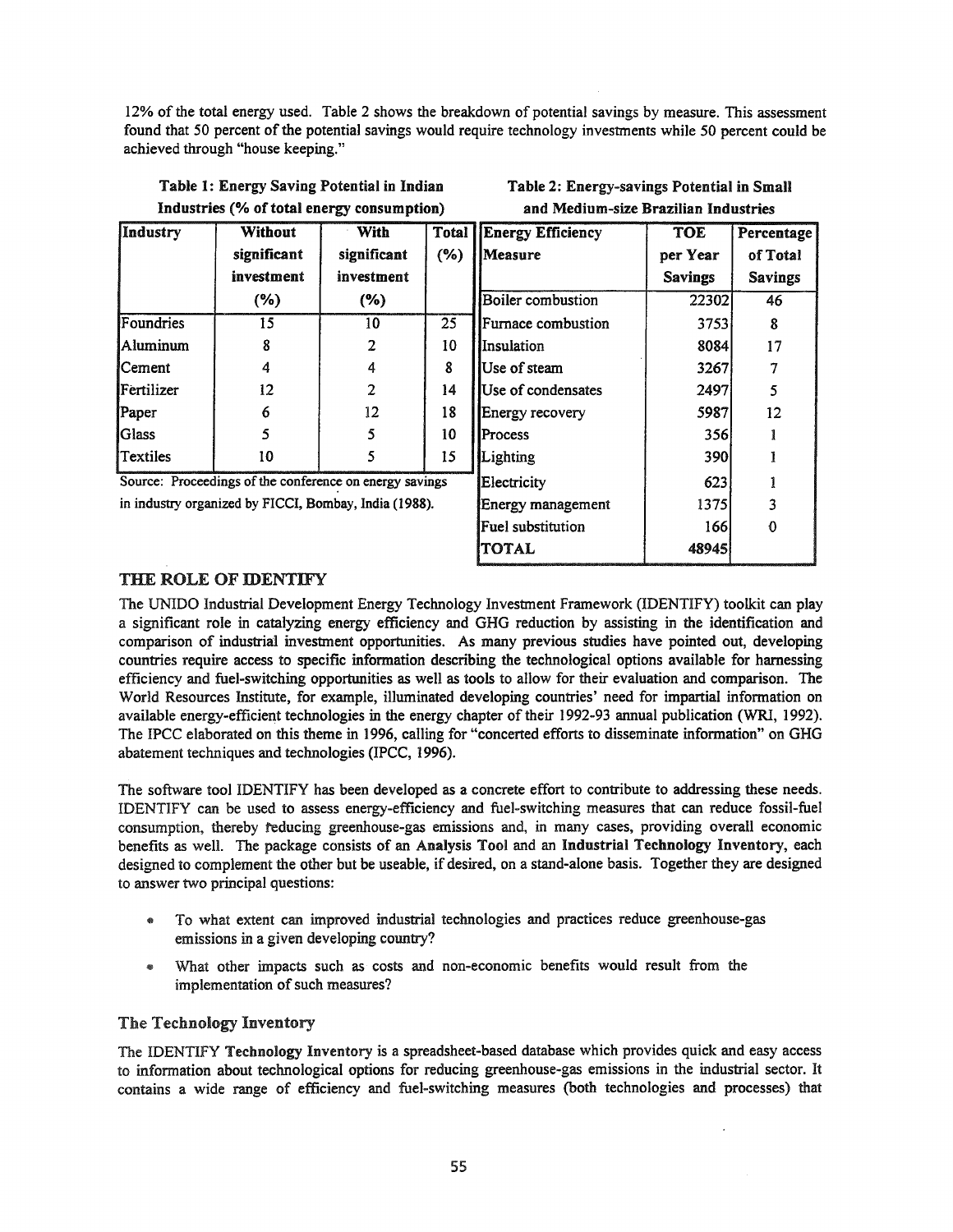12% of the total energy used. Table 2 shows the breakdown of potential savings by measure. This assessment found that 50 percent of the potential savings would require technology investments while 50 percent could be achieved through "house keeping."

**Table 1: Energy Saving Potential in Indian Industries (% of total energy consumption)**

| Industry | Without significant investment (%) | With significant investment (%) | Total (%) |
|---|---|---|---|
| Foundries | 15 | 10 | 25 |
| Aluminum | 8 | 2 | 10 |
| Cement | 4 | 4 | 8 |
| Fertilizer | 12 | 2 | 14 |
| Paper | 6 | 12 | 18 |
| Glass | 5 | 5 | 10 |
| Textiles | 10 | 5 | 15 |

Source: Proceedings of the conference on energy savings in industry organized by FICCI, Bombay, India (1988).

**Table 2: Energy-savings Potential in Small and Medium-size Brazilian Industries**

| Energy Efficiency Measure | TOE per Year Savings | Percentage of Total Savings |
|---|---|---|
| Boiler combustion | 22302 | 46 |
| Furnace combustion | 3753 | 8 |
| Insulation | 8084 | 17 |
| Use of steam | 3267 | 7 |
| Use of condensates | 2497 | 5 |
| Energy recovery | 5987 | 12 |
| Process | 356 | 1 |
| Lighting | 390 | 1 |
| Electricity | 623 | 1 |
| Energy management | 1375 | 3 |
| Fuel substitution | 166 | 0 |
| **TOTAL** | **48945** | |

## THE ROLE OF IDENTIFY

The UNIDO Industrial Development Energy Technology Investment Framework (IDENTIFY) toolkit can play a significant role in catalyzing energy efficiency and GHG reduction by assisting in the identification and comparison of industrial investment opportunities. As many previous studies have pointed out, developing countries require access to specific information describing the technological options available for harnessing efficiency and fuel-switching opportunities as well as tools to allow for their evaluation and comparison. The World Resources Institute, for example, illuminated developing countries' need for impartial information on available energy-efficient technologies in the energy chapter of their 1992-93 annual publication (WRI, 1992). The IPCC elaborated on this theme in 1996, calling for "concerted efforts to disseminate information" on GHG abatement techniques and technologies (IPCC, 1996).

The software tool IDENTIFY has been developed as a concrete effort to contribute to addressing these needs. IDENTIFY can be used to assess energy-efficiency and fuel-switching measures that can reduce fossil-fuel consumption, thereby reducing greenhouse-gas emissions and, in many cases, providing overall economic benefits as well. The package consists of an **Analysis Tool** and an **Industrial Technology Inventory**, each designed to complement the other but be useable, if desired, on a stand-alone basis. Together they are designed to answer two principal questions:

- To what extent can improved industrial technologies and practices reduce greenhouse-gas emissions in a given developing country?
- What other impacts such as costs and non-economic benefits would result from the implementation of such measures?

### The Technology Inventory

The IDENTIFY **Technology Inventory** is a spreadsheet-based database which provides quick and easy access to information about technological options for reducing greenhouse-gas emissions in the industrial sector. It contains a wide range of efficiency and fuel-switching measures (both technologies and processes) that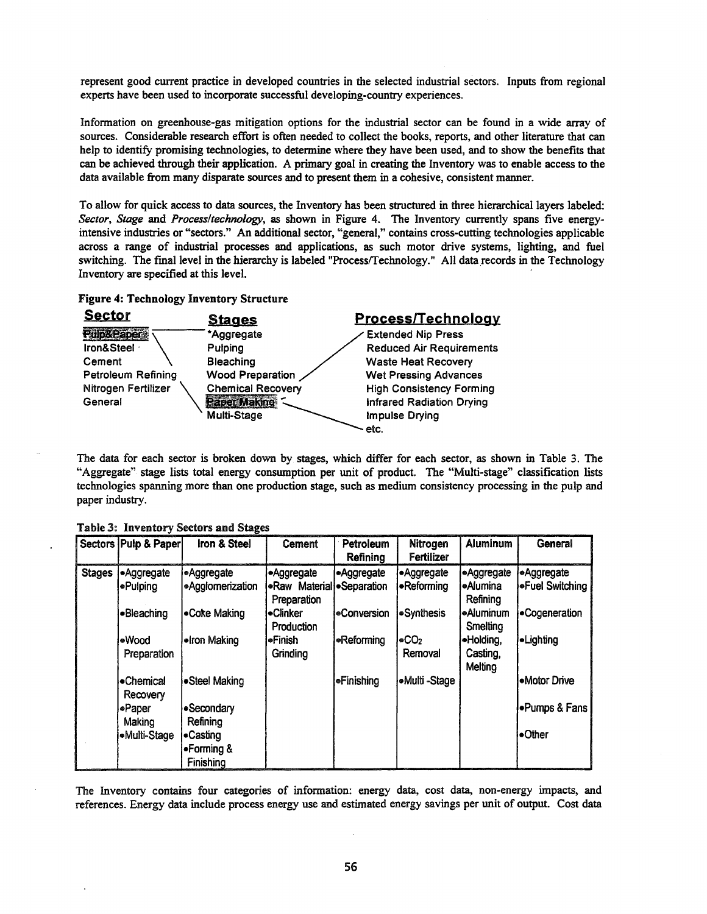represent good current practice in developed countries in the selected industrial sectors. Inputs from regional experts have been used to incorporate successful developing-country experiences.

Information on greenhouse-gas mitigation options for the industrial sector can be found in a wide array of sources. Considerable research effort is often needed to collect the books, reports, and other literature that can help to identify promising technologies, to determine where they have been used, and to show the benefits that can be achieved through their application. A primary goal in creating the Inventory was to enable access to the data available from many disparate sources and to present them in a cohesive, consistent manner.

To allow for quick access to data sources, the Inventory has been structured in three hierarchical layers labeled: *Sector*, *Stage* and *Process/technology*, as shown in Figure 4. The Inventory currently spans five energy-intensive industries or "sectors." An additional sector, "general," contains cross-cutting technologies applicable across a range of industrial processes and applications, as such motor drive systems, lighting, and fuel switching. The final level in the hierarchy is labeled "Process/Technology." All data records in the Technology Inventory are specified at this level.

**Figure 4: Technology Inventory Structure**

| Sector | Stages | Process/Technology |
|---|---|---|
| Pulp&Paper | *Aggregate | Extended Nip Press |
| Iron&Steel | Pulping | Reduced Air Requirements |
| Cement | Bleaching | Waste Heat Recovery |
| Petroleum Refining | Wood Preparation | Wet Pressing Advances |
| Nitrogen Fertilizer | Chemical Recovery | High Consistency Forming |
| General | Paper Making | Infrared Radiation Drying |
| | Multi-Stage | Impulse Drying |
| | | etc. |

The data for each sector is broken down by stages, which differ for each sector, as shown in Table 3. The "Aggregate" stage lists total energy consumption per unit of product. The "Multi-stage" classification lists technologies spanning more than one production stage, such as medium consistency processing in the pulp and paper industry.

**Table 3: Inventory Sectors and Stages**

| Sectors | Pulp & Paper | Iron & Steel | Cement | Petroleum Refining | Nitrogen Fertilizer | Aluminum | General |
|---|---|---|---|---|---|---|---|
| Stages | •Aggregate | •Aggregate | •Aggregate | •Aggregate | •Aggregate | •Aggregate | •Aggregate |
| | •Pulping | •Agglomerization | •Raw Material Preparation | •Separation | •Reforming | •Alumina Refining | •Fuel Switching |
| | •Bleaching | •Coke Making | •Clinker Production | •Conversion | •Synthesis | •Aluminum Smelting | •Cogeneration |
| | •Wood Preparation | •Iron Making | •Finish Grinding | •Reforming | •$CO_2$ Removal | •Holding, Casting, Melting | •Lighting |
| | •Chemical Recovery | •Steel Making | | •Finishing | •Multi -Stage | | •Motor Drive |
| | •Paper Making | •Secondary Refining | | | | | •Pumps & Fans |
| | •Multi-Stage | •Casting | | | | | •Other |
| | | •Forming & Finishing | | | | | |

The Inventory contains four categories of information: energy data, cost data, non-energy impacts, and references. Energy data include process energy use and estimated energy savings per unit of output. Cost data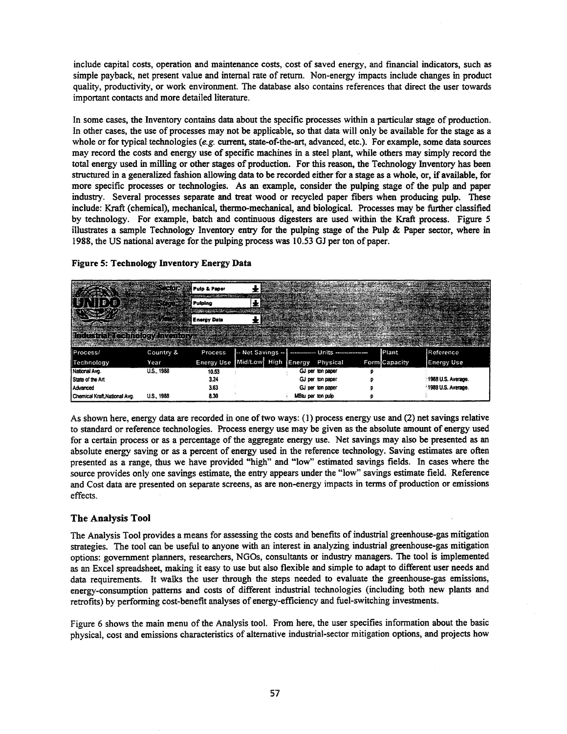include capital costs, operation and maintenance costs, cost of saved energy, and financial indicators, such as simple payback, net present value and internal rate of return. Non-energy impacts include changes in product quality, productivity, or work environment. The database also contains references that direct the user towards important contacts and more detailed literature.

In some cases, the Inventory contains data about the specific processes within a particular stage of production. In other cases, the use of processes may not be applicable, so that data will only be available for the stage as a whole or for typical technologies (*e.g.* current, state-of-the-art, advanced, etc.). For example, some data sources may record the costs and energy use of specific machines in a steel plant, while others may simply record the total energy used in milling or other stages of production. For this reason, the Technology Inventory has been structured in a generalized fashion allowing data to be recorded either for a stage as a whole, or, if available, for more specific processes or technologies. As an example, consider the pulping stage of the pulp and paper industry. Several processes separate and treat wood or recycled paper fibers when producing pulp. These include: Kraft (chemical), mechanical, thermo-mechanical, and biological. Processes may be further classified by technology. For example, batch and continuous digesters are used within the Kraft process. Figure 5 illustrates a sample Technology Inventory entry for the pulping stage of the Pulp & Paper sector, where in 1988, the US national average for the pulping process was 10.53 GJ per ton of paper.

**Figure 5: Technology Inventory Energy Data**

UNIDO Industrial Technology Inventory — Sector: Pulp & Paper; Stage: Pulping; View: Energy Data

| Process/ Technology | Country & Year | Process Energy Use | -- Net Savings -- Mid/Low | High | Units Energy | Physical | Form | Plant Capacity | Reference Energy Use |
|---|---|---|---|---|---|---|---|---|---|
| National Avg. | U.S., 1988 | 10.53 | | | GJ per | ton paper | p | | |
| State of the Art | | 3.24 | | | GJ per | ton paper | p | | 1988 U.S. Average. |
| Advanced | | 3.63 | | | GJ per | ton paper | p | | 1988 U.S. Average. |
| Chemical Kraft,National Avg. | U.S., 1988 | 8.30 | | | MBtu per | ton pulp | p | | |

As shown here, energy data are recorded in one of two ways: (1) process energy use and (2) net savings relative to standard or reference technologies. Process energy use may be given as the absolute amount of energy used for a certain process or as a percentage of the aggregate energy use. Net savings may also be presented as an absolute energy saving or as a percent of energy used in the reference technology. Saving estimates are often presented as a range, thus we have provided "high" and "low" estimated savings fields. In cases where the source provides only one savings estimate, the entry appears under the "low" savings estimate field. Reference and Cost data are presented on separate screens, as are non-energy impacts in terms of production or emissions effects.

## The Analysis Tool

The Analysis Tool provides a means for assessing the costs and benefits of industrial greenhouse-gas mitigation strategies. The tool can be useful to anyone with an interest in analyzing industrial greenhouse-gas mitigation options: government planners, researchers, NGOs, consultants or industry managers. The tool is implemented as an Excel spreadsheet, making it easy to use but also flexible and simple to adapt to different user needs and data requirements. It walks the user through the steps needed to evaluate the greenhouse-gas emissions, energy-consumption patterns and costs of different industrial technologies (including both new plants and retrofits) by performing cost-benefit analyses of energy-efficiency and fuel-switching investments.

Figure 6 shows the main menu of the Analysis tool. From here, the user specifies information about the basic physical, cost and emissions characteristics of alternative industrial-sector mitigation options, and projects how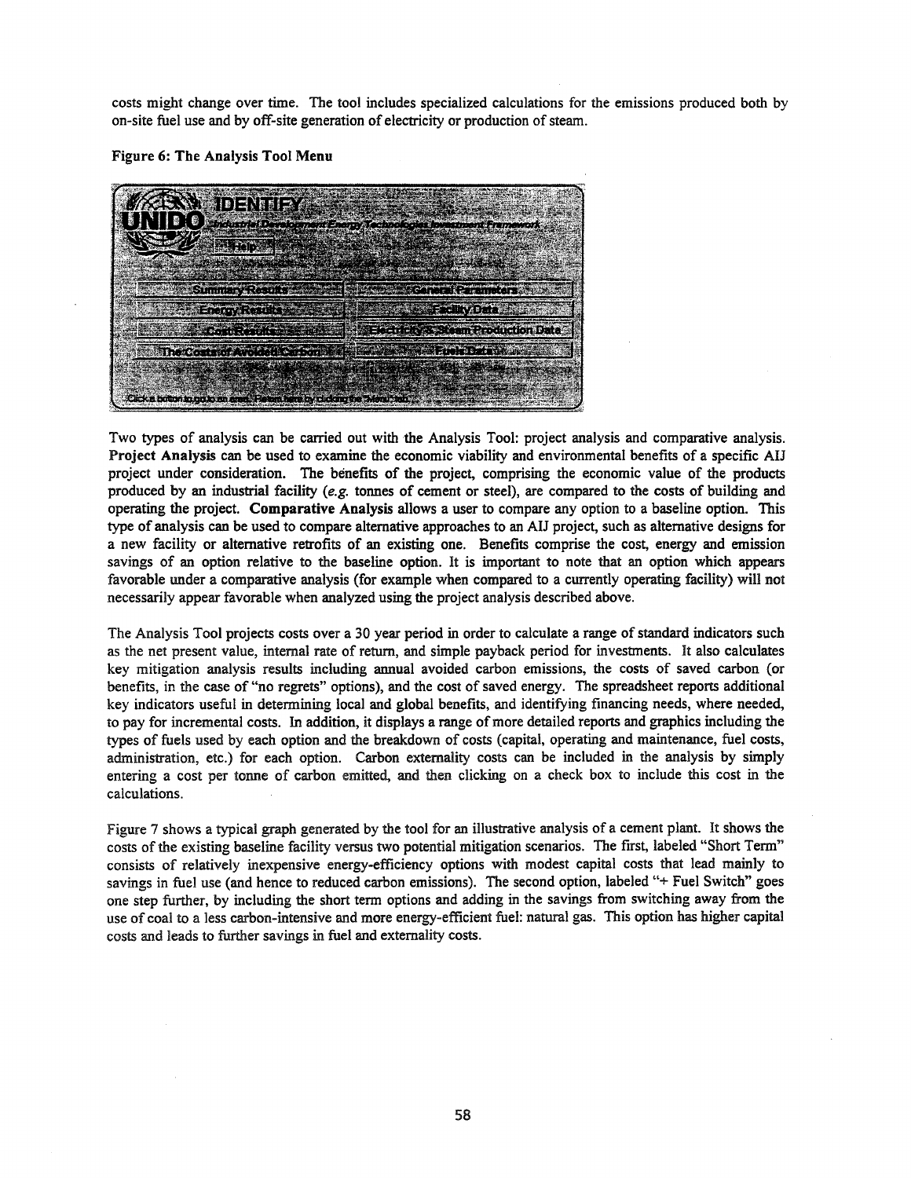costs might change over time. The tool includes specialized calculations for the emissions produced both by on-site fuel use and by off-site generation of electricity or production of steam.

**Figure 6: The Analysis Tool Menu**

Two types of analysis can be carried out with the Analysis Tool: project analysis and comparative analysis. **Project Analysis** can be used to examine the economic viability and environmental benefits of a specific AIJ project under consideration. The benefits of the project, comprising the economic value of the products produced by an industrial facility (*e.g.* tonnes of cement or steel), are compared to the costs of building and operating the project. **Comparative Analysis** allows a user to compare any option to a baseline option. This type of analysis can be used to compare alternative approaches to an AIJ project, such as alternative designs for a new facility or alternative retrofits of an existing one. Benefits comprise the cost, energy and emission savings of an option relative to the baseline option. It is important to note that an option which appears favorable under a comparative analysis (for example when compared to a currently operating facility) will not necessarily appear favorable when analyzed using the project analysis described above.

The Analysis Tool projects costs over a 30 year period in order to calculate a range of standard indicators such as the net present value, internal rate of return, and simple payback period for investments. It also calculates key mitigation analysis results including annual avoided carbon emissions, the costs of saved carbon (or benefits, in the case of "no regrets" options), and the cost of saved energy. The spreadsheet reports additional key indicators useful in determining local and global benefits, and identifying financing needs, where needed, to pay for incremental costs. In addition, it displays a range of more detailed reports and graphics including the types of fuels used by each option and the breakdown of costs (capital, operating and maintenance, fuel costs, administration, etc.) for each option. Carbon externality costs can be included in the analysis by simply entering a cost per tonne of carbon emitted, and then clicking on a check box to include this cost in the calculations.

Figure 7 shows a typical graph generated by the tool for an illustrative analysis of a cement plant. It shows the costs of the existing baseline facility versus two potential mitigation scenarios. The first, labeled "Short Term" consists of relatively inexpensive energy-efficiency options with modest capital costs that lead mainly to savings in fuel use (and hence to reduced carbon emissions). The second option, labeled "+ Fuel Switch" goes one step further, by including the short term options and adding in the savings from switching away from the use of coal to a less carbon-intensive and more energy-efficient fuel: natural gas. This option has higher capital costs and leads to further savings in fuel and externality costs.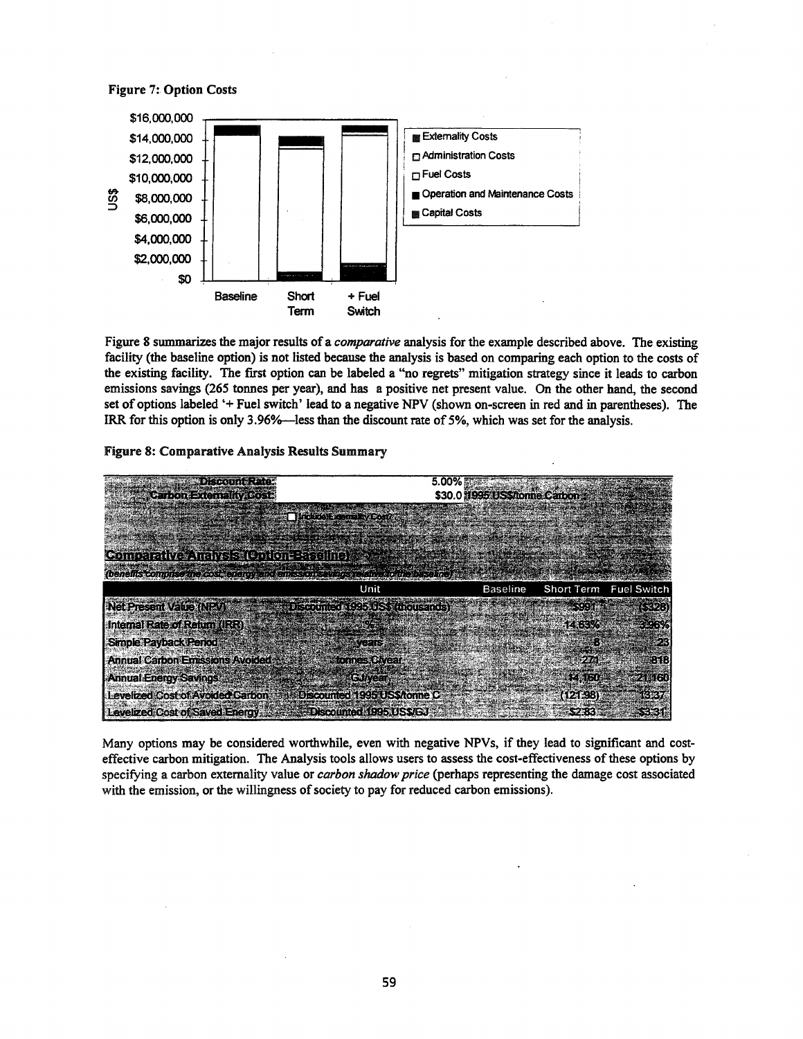**Figure 7: Option Costs**

Figure 8 summarizes the major results of a *comparative* analysis for the example described above. The existing facility (the baseline option) is not listed because the analysis is based on comparing each option to the costs of the existing facility. The first option can be labeled a "no regrets" mitigation strategy since it leads to carbon emissions savings (265 tonnes per year), and has a positive net present value. On the other hand, the second set of options labeled '+ Fuel switch' lead to a negative NPV (shown on-screen in red and in parentheses). The IRR for this option is only 3.96%—less than the discount rate of 5%, which was set for the analysis.

**Figure 8: Comparative Analysis Results Summary**

| Discount Rate | 5.00% | | | |
|---|---|---|---|---|
| Carbon Externality Cost | $30.0 1995 US$/tonne Carbon | | | |
| ☐ Include Externality Cost? | | | | |

**Comparative Analysis (Option-Baseline)**

*(benefits comprise the cost, energy and emission savings relative to the baseline)*

| | Unit | Baseline | Short Term | Fuel Switch |
|---|---|---|---|---|
| Net Present Value (NPV) | Discounted 1995 US$ (thousands) | | $991 | ($328) |
| Internal Rate of Return (IRR) | % | | 14.63% | 3.96% |
| Simple Payback Period | years | | 8 | 23 |
| Annual Carbon Emissions Avoided | tonnes C/year | | 271 | 818 |
| Annual Energy Savings | GJ/year | | 14,160 | 21,160 |
| Levelized Cost of Avoided Carbon | Discounted 1995 US$/tonne C | | (121.98) | 13.37 |
| Levelized Cost of Saved Energy | Discounted 1995 US$/GJ | | $2.83 | $3.31 |

Many options may be considered worthwhile, even with negative NPVs, if they lead to significant and cost-effective carbon mitigation. The Analysis tools allows users to assess the cost-effectiveness of these options by specifying a carbon externality value or *carbon shadow price* (perhaps representing the damage cost associated with the emission, or the willingness of society to pay for reduced carbon emissions).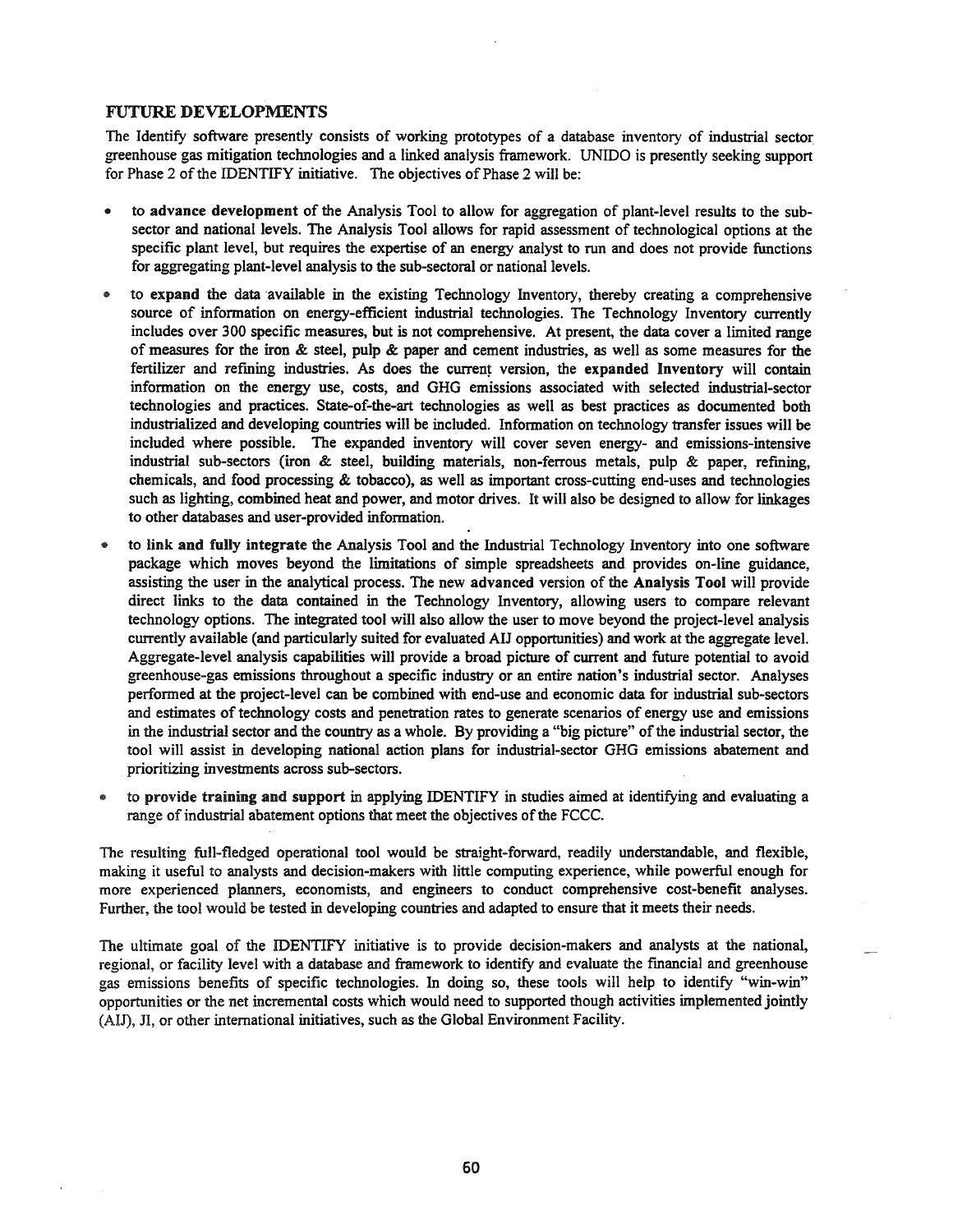## FUTURE DEVELOPMENTS

The Identify software presently consists of working prototypes of a database inventory of industrial sector greenhouse gas mitigation technologies and a linked analysis framework. UNIDO is presently seeking support for Phase 2 of the IDENTIFY initiative. The objectives of Phase 2 will be:

- to **advance development** of the Analysis Tool to allow for aggregation of plant-level results to the sub-sector and national levels. The Analysis Tool allows for rapid assessment of technological options at the specific plant level, but requires the expertise of an energy analyst to run and does not provide functions for aggregating plant-level analysis to the sub-sectoral or national levels.
- to **expand** the data available in the existing Technology Inventory, thereby creating a comprehensive source of information on energy-efficient industrial technologies. The Technology Inventory currently includes over 300 specific measures, but is not comprehensive. At present, the data cover a limited range of measures for the iron & steel, pulp & paper and cement industries, as well as some measures for the fertilizer and refining industries. As does the current version, the **expanded Inventory** will contain information on the energy use, costs, and GHG emissions associated with selected industrial-sector technologies and practices. State-of-the-art technologies as well as best practices as documented both industrialized and developing countries will be included. Information on technology transfer issues will be included where possible. The expanded inventory will cover seven energy- and emissions-intensive industrial sub-sectors (iron & steel, building materials, non-ferrous metals, pulp & paper, refining, chemicals, and food processing & tobacco), as well as important cross-cutting end-uses and technologies such as lighting, combined heat and power, and motor drives. It will also be designed to allow for linkages to other databases and user-provided information.
- **to link and fully integrate** the Analysis Tool and the Industrial Technology Inventory into one software package which moves beyond the limitations of simple spreadsheets and provides on-line guidance, assisting the user in the analytical process. The new **advanced** version of the **Analysis Tool** will provide direct links to the data contained in the Technology Inventory, allowing users to compare relevant technology options. The integrated tool will also allow the user to move beyond the project-level analysis currently available (and particularly suited for evaluated AIJ opportunities) and work at the aggregate level. Aggregate-level analysis capabilities will provide a broad picture of current and future potential to avoid greenhouse-gas emissions throughout a specific industry or an entire nation's industrial sector. Analyses performed at the project-level can be combined with end-use and economic data for industrial sub-sectors and estimates of technology costs and penetration rates to generate scenarios of energy use and emissions in the industrial sector and the country as a whole. By providing a "big picture" of the industrial sector, the tool will assist in developing national action plans for industrial-sector GHG emissions abatement and prioritizing investments across sub-sectors.
- to **provide training and support** in applying IDENTIFY in studies aimed at identifying and evaluating a range of industrial abatement options that meet the objectives of the FCCC.

The resulting full-fledged operational tool would be straight-forward, readily understandable, and flexible, making it useful to analysts and decision-makers with little computing experience, while powerful enough for more experienced planners, economists, and engineers to conduct comprehensive cost-benefit analyses. Further, the tool would be tested in developing countries and adapted to ensure that it meets their needs.

The ultimate goal of the IDENTIFY initiative is to provide decision-makers and analysts at the national, regional, or facility level with a database and framework to identify and evaluate the financial and greenhouse gas emissions benefits of specific technologies. In doing so, these tools will help to identify "win-win" opportunities or the net incremental costs which would need to supported though activities implemented jointly (AIJ), JI, or other international initiatives, such as the Global Environment Facility.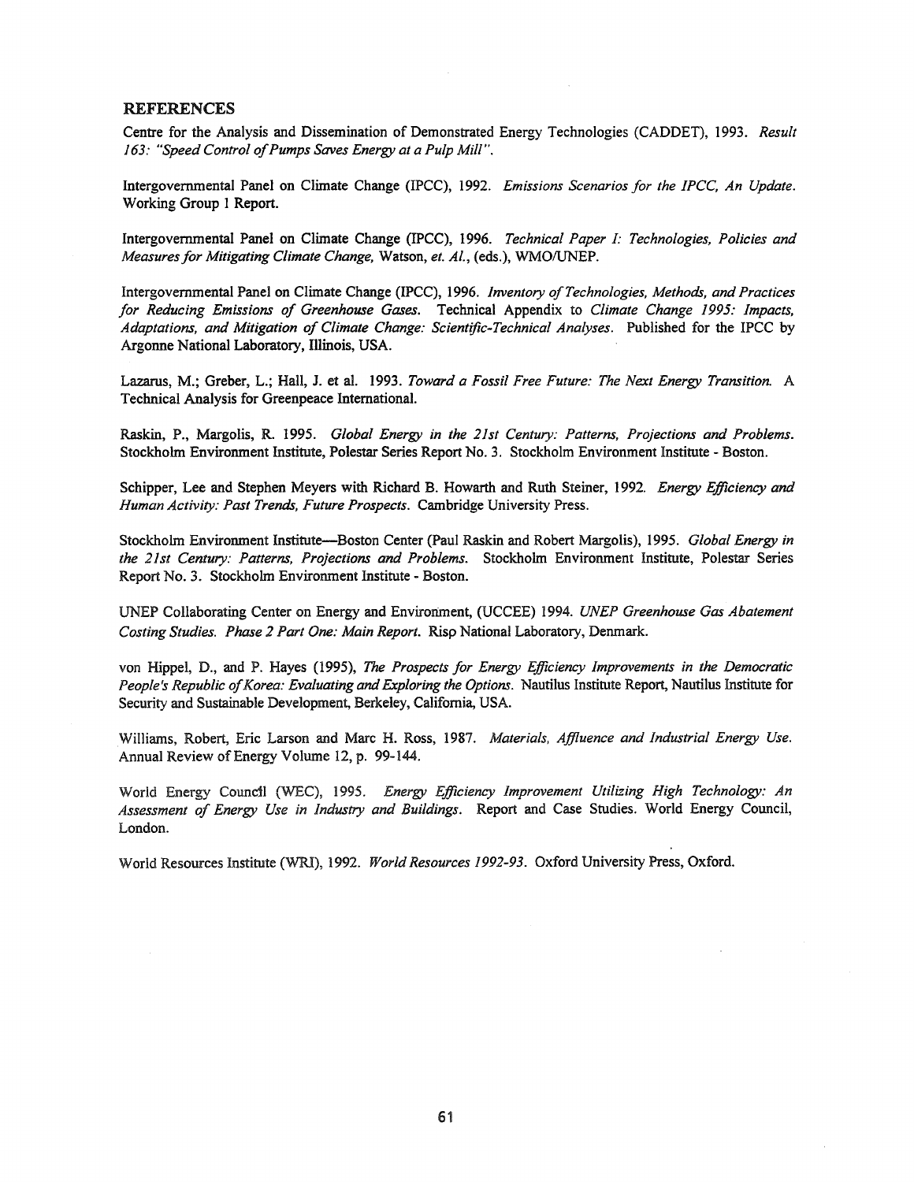## REFERENCES

Centre for the Analysis and Dissemination of Demonstrated Energy Technologies (CADDET), 1993. *Result 163: "Speed Control of Pumps Saves Energy at a Pulp Mill"*.

Intergovernmental Panel on Climate Change (IPCC), 1992. *Emissions Scenarios for the IPCC, An Update*. Working Group 1 Report.

Intergovernmental Panel on Climate Change (IPCC), 1996. *Technical Paper I: Technologies, Policies and Measures for Mitigating Climate Change*, Watson, *et. Al.*, (eds.), WMO/UNEP.

Intergovernmental Panel on Climate Change (IPCC), 1996. *Inventory of Technologies, Methods, and Practices for Reducing Emissions of Greenhouse Gases*. Technical Appendix to *Climate Change 1995: Impacts, Adaptations, and Mitigation of Climate Change: Scientific-Technical Analyses*. Published for the IPCC by Argonne National Laboratory, Illinois, USA.

Lazarus, M.; Greber, L.; Hall, J. et al. 1993. *Toward a Fossil Free Future: The Next Energy Transition*. A Technical Analysis for Greenpeace International.

Raskin, P., Margolis, R. 1995. *Global Energy in the 21st Century: Patterns, Projections and Problems*. Stockholm Environment Institute, Polestar Series Report No. 3. Stockholm Environment Institute - Boston.

Schipper, Lee and Stephen Meyers with Richard B. Howarth and Ruth Steiner, 1992. *Energy Efficiency and Human Activity: Past Trends, Future Prospects*. Cambridge University Press.

Stockholm Environment Institute—Boston Center (Paul Raskin and Robert Margolis), 1995. *Global Energy in the 21st Century: Patterns, Projections and Problems*. Stockholm Environment Institute, Polestar Series Report No. 3. Stockholm Environment Institute - Boston.

UNEP Collaborating Center on Energy and Environment, (UCCEE) 1994. *UNEP Greenhouse Gas Abatement Costing Studies. Phase 2 Part One: Main Report*. Risp National Laboratory, Denmark.

von Hippel, D., and P. Hayes (1995), *The Prospects for Energy Efficiency Improvements in the Democratic People's Republic of Korea: Evaluating and Exploring the Options*. Nautilus Institute Report, Nautilus Institute for Security and Sustainable Development, Berkeley, California, USA.

Williams, Robert, Eric Larson and Marc H. Ross, 1987. *Materials, Affluence and Industrial Energy Use*. Annual Review of Energy Volume 12, p. 99-144.

World Energy Council (WEC), 1995. *Energy Efficiency Improvement Utilizing High Technology: An Assessment of Energy Use in Industry and Buildings*. Report and Case Studies. World Energy Council, London.

World Resources Institute (WRI), 1992. *World Resources 1992-93*. Oxford University Press, Oxford.